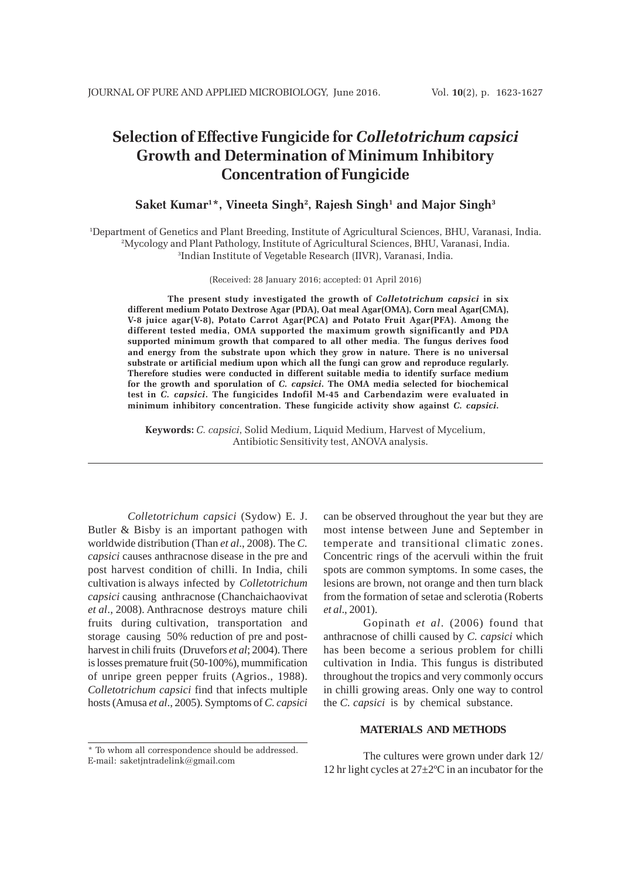# Selection of Effective Fungicide for *Colletotrichum capsici* Growth and Determination of Minimum Inhibitory Concentration of Fungicide

**Saket Kumar[1]\*, Vineeta Singh[2], Rajesh Singh[1] and Major Singh[3]**

[1]Department of Genetics and Plant Breeding, Institute of Agricultural Sciences, BHU, Varanasi, India.
[2]Mycology and Plant Pathology, Institute of Agricultural Sciences, BHU, Varanasi, India.
[3]Indian Institute of Vegetable Research (IIVR), Varanasi, India.

(Received: 28 January 2016; accepted: 01 April 2016)

**The present study investigated the growth of *Colletotrichum capsici* in six different medium Potato Dextrose Agar (PDA), Oat meal Agar(OMA), Corn meal Agar(CMA), V-8 juice agar(V-8), Potato Carrot Agar(PCA) and Potato Fruit Agar(PFA). Among the different tested media, OMA supported the maximum growth significantly and PDA supported minimum growth that compared to all other media. The fungus derives food and energy from the substrate upon which they grow in nature. There is no universal substrate or artificial medium upon which all the fungi can grow and reproduce regularly. Therefore studies were conducted in different suitable media to identify surface medium for the growth and sporulation of *C. capsici*. The OMA media selected for biochemical test in *C. capsici*. The fungicides Indofil M-45 and Carbendazim were evaluated in minimum inhibitory concentration. These fungicide activity show against *C. capsici*.**

**Keywords:** *C. capsici*, Solid Medium, Liquid Medium, Harvest of Mycelium, Antibiotic Sensitivity test, ANOVA analysis.

---

*Colletotrichum capsici* (Sydow) E. J. Butler & Bisby is an important pathogen with worldwide distribution (Than *et al*., 2008). The *C. capsici* causes anthracnose disease in the pre and post harvest condition of chilli. In India, chili cultivation is always infected by *Colletotrichum capsici* causing anthracnose (Chanchaichaovivat *et al*., 2008). Anthracnose destroys mature chili fruits during cultivation, transportation and storage causing 50% reduction of pre and post-harvest in chili fruits (Druvefors *et al*; 2004). There is losses premature fruit (50-100%), mummification of unripe green pepper fruits (Agrios., 1988). *Colletotrichum capsici* find that infects multiple hosts (Amusa *et al*., 2005). Symptoms of *C. capsici* can be observed throughout the year but they are most intense between June and September in temperate and transitional climatic zones. Concentric rings of the acervuli within the fruit spots are common symptoms. In some cases, the lesions are brown, not orange and then turn black from the formation of setae and sclerotia (Roberts *et al*., 2001).

Gopinath *et al*. (2006) found that anthracnose of chilli caused by *C. capsici* which has been become a serious problem for chilli cultivation in India. This fungus is distributed throughout the tropics and very commonly occurs in chilli growing areas. Only one way to control the *C. capsici* is by chemical substance.

## MATERIALS AND METHODS

The cultures were grown under dark 12/12 hr light cycles at 27±2ºC in an incubator for the

---

\* To whom all correspondence should be addressed.
E-mail: saketjntradelink@gmail.com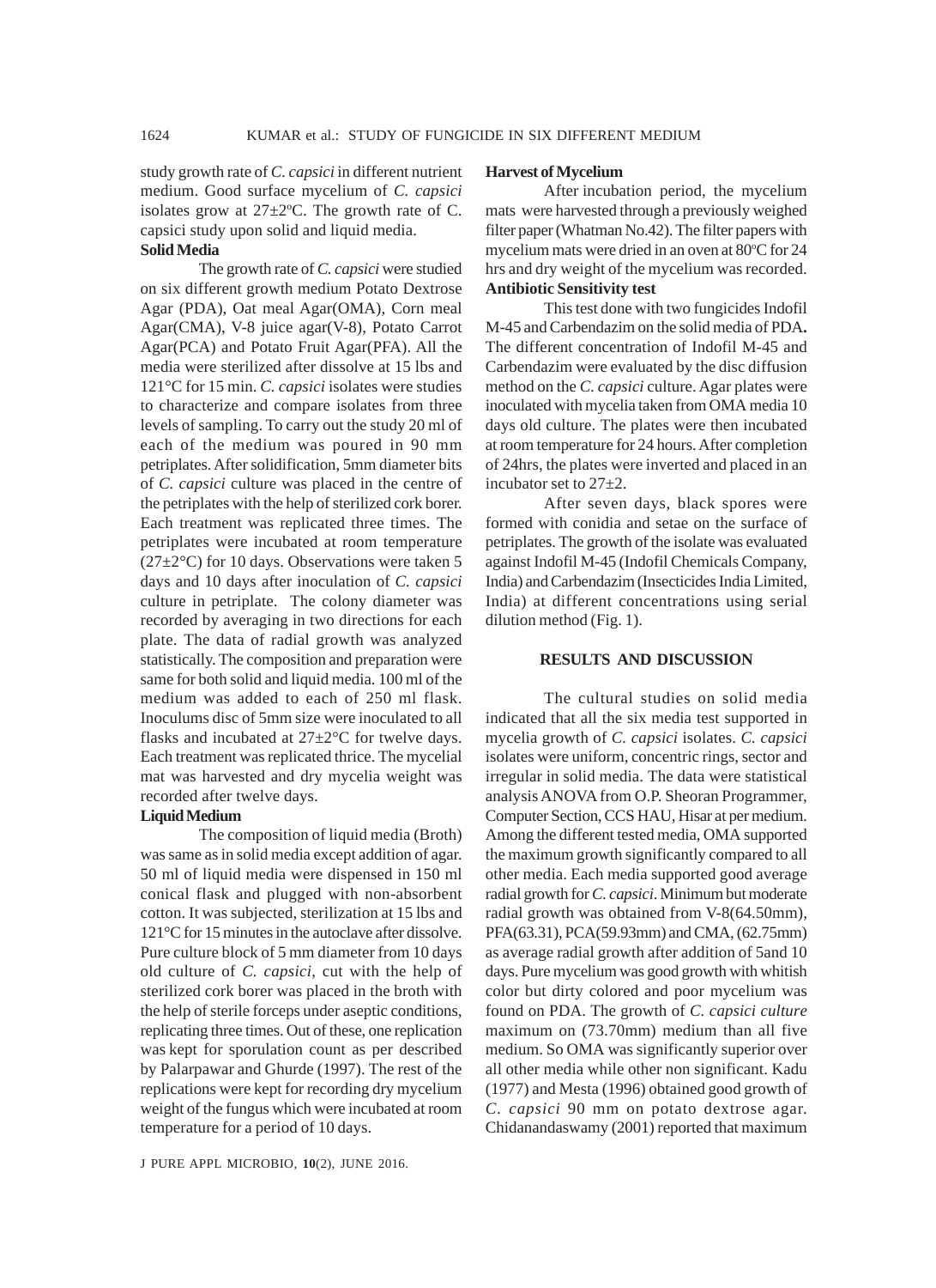study growth rate of *C. capsici* in different nutrient medium. Good surface mycelium of *C. capsici* isolates grow at 27±2ºC. The growth rate of C. capsici study upon solid and liquid media.

**Solid Media**

The growth rate of *C. capsici* were studied on six different growth medium Potato Dextrose Agar (PDA), Oat meal Agar(OMA), Corn meal Agar(CMA), V-8 juice agar(V-8), Potato Carrot Agar(PCA) and Potato Fruit Agar(PFA). All the media were sterilized after dissolve at 15 lbs and 121°C for 15 min. *C. capsici* isolates were studies to characterize and compare isolates from three levels of sampling. To carry out the study 20 ml of each of the medium was poured in 90 mm petriplates. After solidification, 5mm diameter bits of *C. capsici* culture was placed in the centre of the petriplates with the help of sterilized cork borer. Each treatment was replicated three times. The petriplates were incubated at room temperature (27±2°C) for 10 days. Observations were taken 5 days and 10 days after inoculation of *C. capsici* culture in petriplate. The colony diameter was recorded by averaging in two directions for each plate. The data of radial growth was analyzed statistically. The composition and preparation were same for both solid and liquid media. 100 ml of the medium was added to each of 250 ml flask. Inoculums disc of 5mm size were inoculated to all flasks and incubated at 27±2°C for twelve days. Each treatment was replicated thrice. The mycelial mat was harvested and dry mycelia weight was recorded after twelve days.

**Liquid Medium**

The composition of liquid media (Broth) was same as in solid media except addition of agar. 50 ml of liquid media were dispensed in 150 ml conical flask and plugged with non-absorbent cotton. It was subjected, sterilization at 15 lbs and 121°C for 15 minutes in the autoclave after dissolve. Pure culture block of 5 mm diameter from 10 days old culture of *C. capsici*, cut with the help of sterilized cork borer was placed in the broth with the help of sterile forceps under aseptic conditions, replicating three times. Out of these, one replication was kept for sporulation count as per described by Palarpawar and Ghurde (1997). The rest of the replications were kept for recording dry mycelium weight of the fungus which were incubated at room temperature for a period of 10 days.

**Harvest of Mycelium**

After incubation period, the mycelium mats were harvested through a previously weighed filter paper (Whatman No.42). The filter papers with mycelium mats were dried in an oven at 80ºC for 24 hrs and dry weight of the mycelium was recorded.

**Antibiotic Sensitivity test**

This test done with two fungicides Indofil M-45 and Carbendazim on the solid media of PDA**.** The different concentration of Indofil M-45 and Carbendazim were evaluated by the disc diffusion method on the *C. capsici* culture. Agar plates were inoculated with mycelia taken from OMA media 10 days old culture. The plates were then incubated at room temperature for 24 hours. After completion of 24hrs, the plates were inverted and placed in an incubator set to 27±2.

After seven days, black spores were formed with conidia and setae on the surface of petriplates. The growth of the isolate was evaluated against Indofil M-45 (Indofil Chemicals Company, India) and Carbendazim (Insecticides India Limited, India) at different concentrations using serial dilution method (Fig. 1).

## RESULTS AND DISCUSSION

The cultural studies on solid media indicated that all the six media test supported in mycelia growth of *C. capsici* isolates. *C. capsici* isolates were uniform, concentric rings, sector and irregular in solid media. The data were statistical analysis ANOVA from O.P. Sheoran Programmer, Computer Section, CCS HAU, Hisar at per medium. Among the different tested media, OMA supported the maximum growth significantly compared to all other media. Each media supported good average radial growth for *C. capsici*. Minimum but moderate radial growth was obtained from V-8(64.50mm), PFA(63.31), PCA(59.93mm) and CMA, (62.75mm) as average radial growth after addition of 5and 10 days. Pure mycelium was good growth with whitish color but dirty colored and poor mycelium was found on PDA. The growth of *C. capsici culture* maximum on (73.70mm) medium than all five medium. So OMA was significantly superior over all other media while other non significant. Kadu (1977) and Mesta (1996) obtained good growth of *C. capsici* 90 mm on potato dextrose agar. Chidanandaswamy (2001) reported that maximum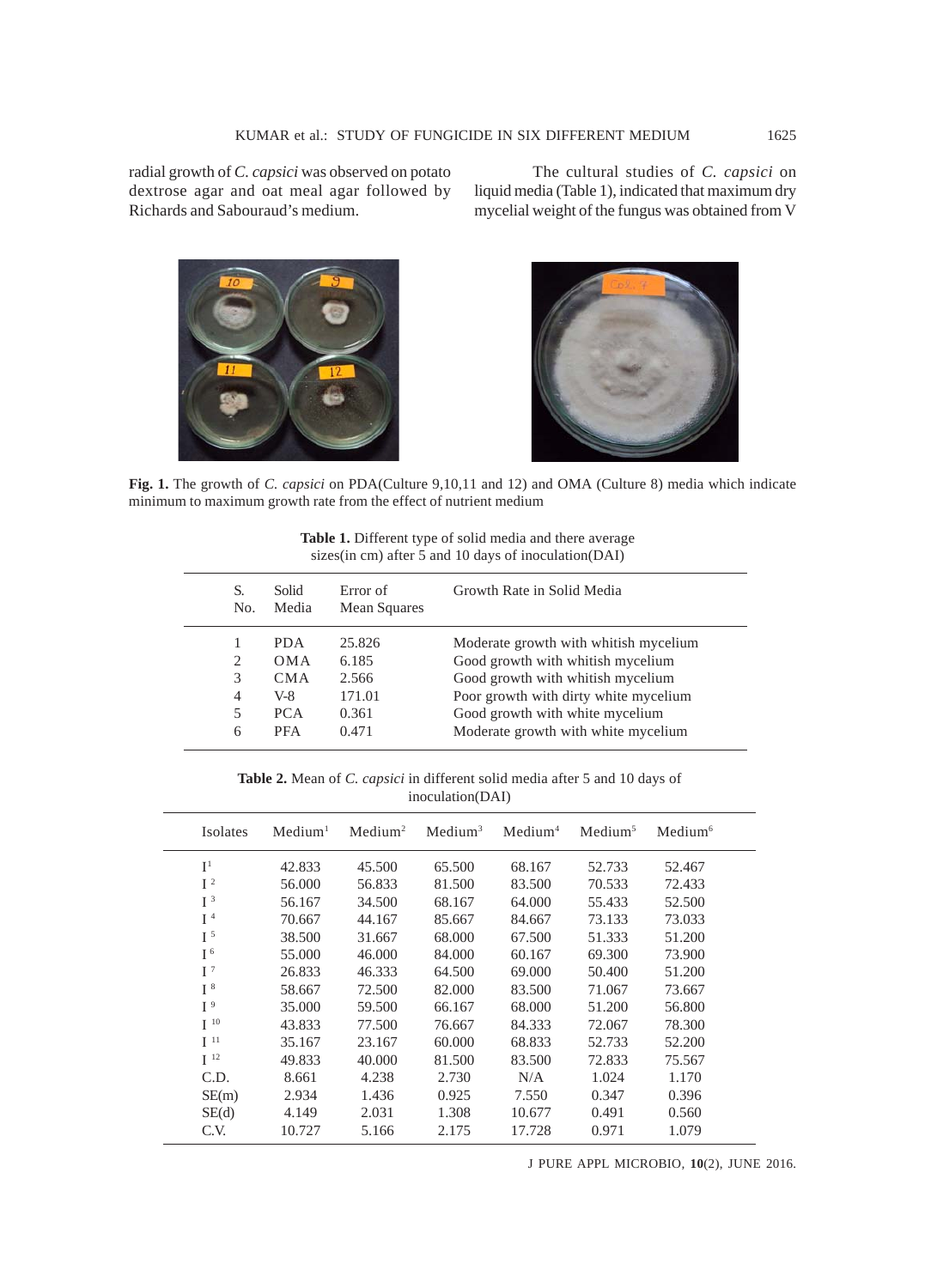radial growth of *C. capsici* was observed on potato dextrose agar and oat meal agar followed by Richards and Sabouraud's medium.

The cultural studies of *C. capsici* on liquid media (Table 1), indicated that maximum dry mycelial weight of the fungus was obtained from V

**Fig. 1.** The growth of *C. capsici* on PDA(Culture 9,10,11 and 12) and OMA (Culture 8) media which indicate minimum to maximum growth rate from the effect of nutrient medium

**Table 1.** Different type of solid media and there average sizes(in cm) after 5 and 10 days of inoculation(DAI)

| S. No. | Solid Media | Error of Mean Squares | Growth Rate in Solid Media |
|---|---|---|---|
| 1 | PDA | 25.826 | Moderate growth with whitish mycelium |
| 2 | OMA | 6.185 | Good growth with whitish mycelium |
| 3 | CMA | 2.566 | Good growth with whitish mycelium |
| 4 | V-8 | 171.01 | Poor growth with dirty white mycelium |
| 5 | PCA | 0.361 | Good growth with white mycelium |
| 6 | PFA | 0.471 | Moderate growth with white mycelium |

**Table 2.** Mean of *C. capsici* in different solid media after 5 and 10 days of inoculation(DAI)

| Isolates | Medium[1] | Medium[2] | Medium[3] | Medium[4] | Medium[5] | Medium[6] |
|---|---|---|---|---|---|---|
| I[1] | 42.833 | 45.500 | 65.500 | 68.167 | 52.733 | 52.467 |
| I[2] | 56.000 | 56.833 | 81.500 | 83.500 | 70.533 | 72.433 |
| I[3] | 56.167 | 34.500 | 68.167 | 64.000 | 55.433 | 52.500 |
| I[4] | 70.667 | 44.167 | 85.667 | 84.667 | 73.133 | 73.033 |
| I[5] | 38.500 | 31.667 | 68.000 | 67.500 | 51.333 | 51.200 |
| I[6] | 55.000 | 46.000 | 84.000 | 60.167 | 69.300 | 73.900 |
| I[7] | 26.833 | 46.333 | 64.500 | 69.000 | 50.400 | 51.200 |
| I[8] | 58.667 | 72.500 | 82.000 | 83.500 | 71.067 | 73.667 |
| I[9] | 35.000 | 59.500 | 66.167 | 68.000 | 51.200 | 56.800 |
| I[10] | 43.833 | 77.500 | 76.667 | 84.333 | 72.067 | 78.300 |
| I[11] | 35.167 | 23.167 | 60.000 | 68.833 | 52.733 | 52.200 |
| I[12] | 49.833 | 40.000 | 81.500 | 83.500 | 72.833 | 75.567 |
| C.D. | 8.661 | 4.238 | 2.730 | N/A | 1.024 | 1.170 |
| SE(m) | 2.934 | 1.436 | 0.925 | 7.550 | 0.347 | 0.396 |
| SE(d) | 4.149 | 2.031 | 1.308 | 10.677 | 0.491 | 0.560 |
| C.V. | 10.727 | 5.166 | 2.175 | 17.728 | 0.971 | 1.079 |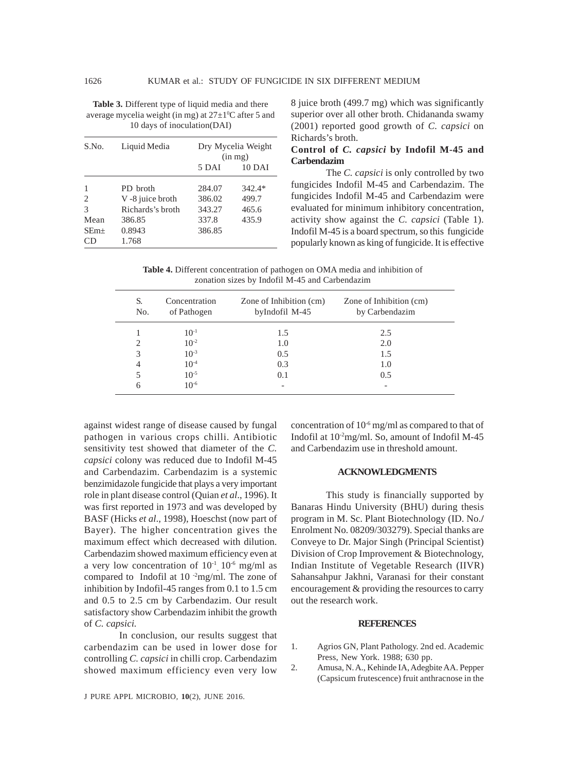**Table 3.** Different type of liquid media and there average mycelia weight (in mg) at 27±1°C after 5 and 10 days of inoculation(DAI)

| S.No. | Liquid Media | Dry Mycelia Weight (in mg) | |
|---|---|---|---|
| | | 5 DAI | 10 DAI |
| 1 | PD broth | 284.07 | 342.4* |
| 2 | V -8 juice broth | 386.02 | 499.7 |
| 3 | Richards's broth | 343.27 | 465.6 |
| Mean | 386.85 | 337.8 | 435.9 |
| SEm± | 0.8943 | 386.85 | |
| CD | 1.768 | | |

8 juice broth (499.7 mg) which was significantly superior over all other broth. Chidananda swamy (2001) reported good growth of *C. capsici* on Richards's broth.

### Control of *C. capsici* by Indofil M-45 and Carbendazim

The *C. capsici* is only controlled by two fungicides Indofil M-45 and Carbendazim. The fungicides Indofil M-45 and Carbendazim were evaluated for minimum inhibitory concentration, activity show against the *C. capsici* (Table 1). Indofil M-45 is a board spectrum, so this fungicide popularly known as king of fungicide. It is effective against widest range of disease caused by fungal pathogen in various crops chilli. Antibiotic sensitivity test showed that diameter of the *C. capsici* colony was reduced due to Indofil M-45 and Carbendazim. Carbendazim is a systemic benzimidazole fungicide that plays a very important role in plant disease control (Quian *et al*., 1996). It was first reported in 1973 and was developed by BASF (Hicks *et al*., 1998), Hoeschst (now part of Bayer). The higher concentration gives the maximum effect which decreased with dilution. Carbendazim showed maximum efficiency even at a very low concentration of $10^{-1}$ $10^{-6}$ mg/ml as compared to Indofil at 10 $^{-2}$mg/ml. The zone of inhibition by Indofil-45 ranges from 0.1 to 1.5 cm and 0.5 to 2.5 cm by Carbendazim. Our result satisfactory show Carbendazim inhibit the growth of *C. capsici.*

**Table 4.** Different concentration of pathogen on OMA media and inhibition of zonation sizes by Indofil M-45 and Carbendazim

| S. No. | Concentration of Pathogen | Zone of Inhibition (cm) byIndofil M-45 | Zone of Inhibition (cm) by Carbendazim |
|---|---|---|---|
| 1 | $10^{-1}$ | 1.5 | 2.5 |
| 2 | $10^{-2}$ | 1.0 | 2.0 |
| 3 | $10^{-3}$ | 0.5 | 1.5 |
| 4 | $10^{-4}$ | 0.3 | 1.0 |
| 5 | $10^{-5}$ | 0.1 | 0.5 |
| 6 | $10^{-6}$ | - | - |

In conclusion, our results suggest that carbendazim can be used in lower dose for controlling *C. capsici* in chilli crop. Carbendazim showed maximum efficiency even very low concentration of $10^{-6}$ mg/ml as compared to that of Indofil at $10^{-2}$mg/ml. So, amount of Indofil M-45 and Carbendazim use in threshold amount.

## ACKNOWLEDGMENTS

This study is financially supported by Banaras Hindu University (BHU) during thesis program in M. Sc. Plant Biotechnology (ID. No./ Enrolment No. 08209/303279). Special thanks are Conveye to Dr. Major Singh (Principal Scientist) Division of Crop Improvement & Biotechnology, Indian Institute of Vegetable Research (IIVR) Sahansahpur Jakhni, Varanasi for their constant encouragement & providing the resources to carry out the research work.

## REFERENCES

1. Agrios GN, Plant Pathology. 2nd ed. Academic Press, New York. 1988; 630 pp.
2. Amusa, N. A., Kehinde IA, Adegbite AA. Pepper (Capsicum frutescence) fruit anthracnose in the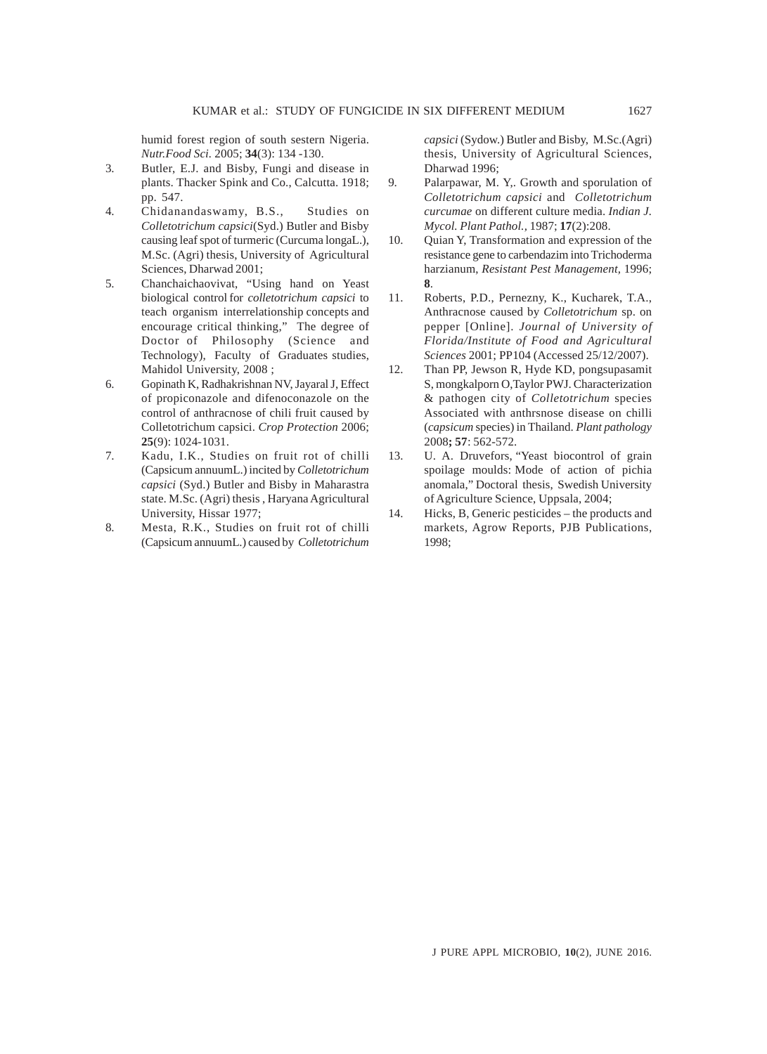humid forest region of south sestern Nigeria. *Nutr.Food Sci.* 2005; **34**(3): 134 -130.

3. Butler, E.J. and Bisby, Fungi and disease in plants. Thacker Spink and Co., Calcutta. 1918; pp. 547.
4. Chidanandaswamy, B.S., Studies on *Colletotrichum capsici*(Syd.) Butler and Bisby causing leaf spot of turmeric (Curcuma longaL.), M.Sc. (Agri) thesis, University of Agricultural Sciences, Dharwad 2001;
5. Chanchaichaovivat, "Using hand on Yeast biological control for *colletotrichum capsici* to teach organism interrelationship concepts and encourage critical thinking," The degree of Doctor of Philosophy (Science and Technology), Faculty of Graduates studies, Mahidol University, 2008 ;
6. Gopinath K, Radhakrishnan NV, Jayaral J, Effect of propiconazole and difenoconazole on the control of anthracnose of chili fruit caused by Colletotrichum capsici. *Crop Protection* 2006; **25**(9): 1024-1031.
7. Kadu, I.K., Studies on fruit rot of chilli (Capsicum annuumL.) incited by *Colletotrichum capsici* (Syd.) Butler and Bisby in Maharastra state. M.Sc. (Agri) thesis , Haryana Agricultural University, Hissar 1977;
8. Mesta, R.K., Studies on fruit rot of chilli (Capsicum annuumL.) caused by *Colletotrichum capsici* (Sydow.) Butler and Bisby, M.Sc.(Agri) thesis, University of Agricultural Sciences, Dharwad 1996;
9. Palarpawar, M. Y,. Growth and sporulation of *Colletotrichum capsici* and *Colletotrichum curcumae* on different culture media. *Indian J. Mycol. Plant Pathol.,* 1987; **17**(2):208.
10. Quian Y, Transformation and expression of the resistance gene to carbendazim into Trichoderma harzianum, *Resistant Pest Management*, 1996; **8**.
11. Roberts, P.D., Pernezny, K., Kucharek, T.A., Anthracnose caused by *Colletotrichum* sp. on pepper [Online]. *Journal of University of Florida/Institute of Food and Agricultural Sciences* 2001; PP104 (Accessed 25/12/2007).
12. Than PP, Jewson R, Hyde KD, pongsupasamit S, mongkalporn O,Taylor PWJ. Characterization & pathogen city of *Colletotrichum* species Associated with anthrsnose disease on chilli (*capsicum* species) in Thailand. *Plant pathology* 2008**; 57**: 562-572.
13. U. A. Druvefors, "Yeast biocontrol of grain spoilage moulds: Mode of action of pichia anomala," Doctoral thesis, Swedish University of Agriculture Science, Uppsala, 2004;
14. Hicks, B, Generic pesticides – the products and markets, Agrow Reports, PJB Publications, 1998;